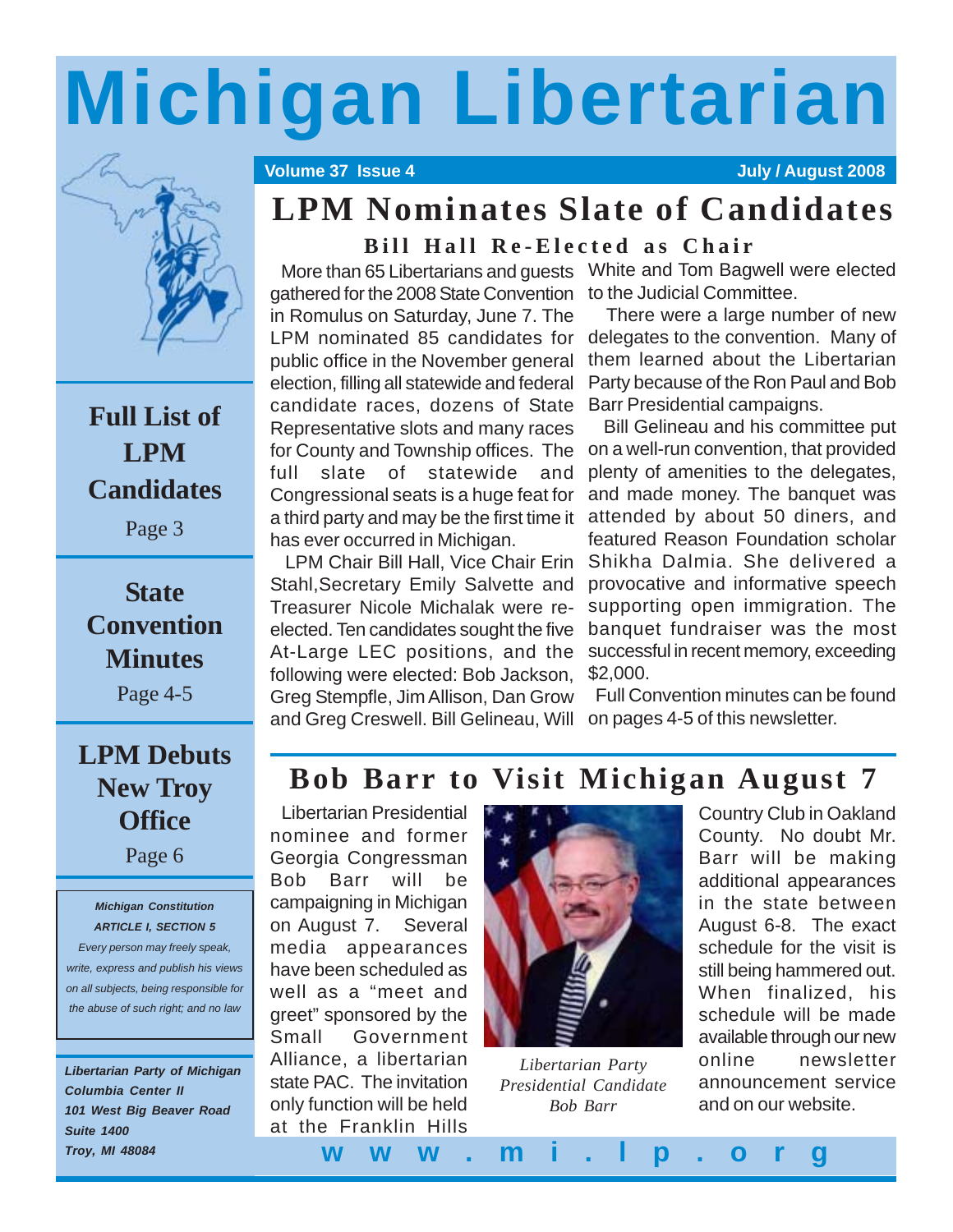# Michigan Libertarian

**Volume 37 Issue 4** **July / August 2008**

## LPM Nominates Slate of Candidates

### Bill Hall Re-Elected as Chair

More than 65 Libertarians and guests gathered for the 2008 State Convention in Romulus on Saturday, June 7. The LPM nominated 85 candidates for public office in the November general election, filling all statewide and federal candidate races, dozens of State Representative slots and many races for County and Township offices. The full slate of statewide and Congressional seats is a huge feat for a third party and may be the first time it has ever occurred in Michigan.

LPM Chair Bill Hall, Vice Chair Erin Stahl, Secretary Emily Salvette and Treasurer Nicole Michalak were re-elected. Ten candidates sought the five At-Large LEC positions, and the following were elected: Bob Jackson, Greg Stempfle, Jim Allison, Dan Grow and Greg Creswell. Bill Gelineau, Will White and Tom Bagwell were elected to the Judicial Committee.

There were a large number of new delegates to the convention. Many of them learned about the Libertarian Party because of the Ron Paul and Bob Barr Presidential campaigns.

Bill Gelineau and his committee put on a well-run convention, that provided plenty of amenities to the delegates, and made money. The banquet was attended by about 50 diners, and featured Reason Foundation scholar Shikha Dalmia. She delivered a provocative and informative speech supporting open immigration. The banquet fundraiser was the most successful in recent memory, exceeding $2,000.

Full Convention minutes can be found on pages 4-5 of this newsletter.

## Bob Barr to Visit Michigan August 7

Libertarian Presidential nominee and former Georgia Congressman Bob Barr will be campaigning in Michigan on August 7. Several media appearances have been scheduled as well as a "meet and greet" sponsored by the Small Government Alliance, a libertarian state PAC. The invitation only function will be held at the Franklin Hills Country Club in Oakland County. No doubt Mr. Barr will be making additional appearances in the state between August 6-8. The exact schedule for the visit is still being hammered out. When finalized, his schedule will be made available through our new online newsletter announcement service and on our website.

*Libertarian Party Presidential Candidate Bob Barr*

---

**Full List of LPM Candidates**
Page 3

**State Convention Minutes**
Page 4-5

**LPM Debuts New Troy Office**
Page 6

---

***Michigan Constitution***
***ARTICLE I, SECTION 5***

*Every person may freely speak, write, express and publish his views on all subjects, being responsible for the abuse of such right; and no law*

---

***Libertarian Party of Michigan***
***Columbia Center II***
***101 West Big Beaver Road***
***Suite 1400***
***Troy, MI 48084***

**www.mi.lp.org**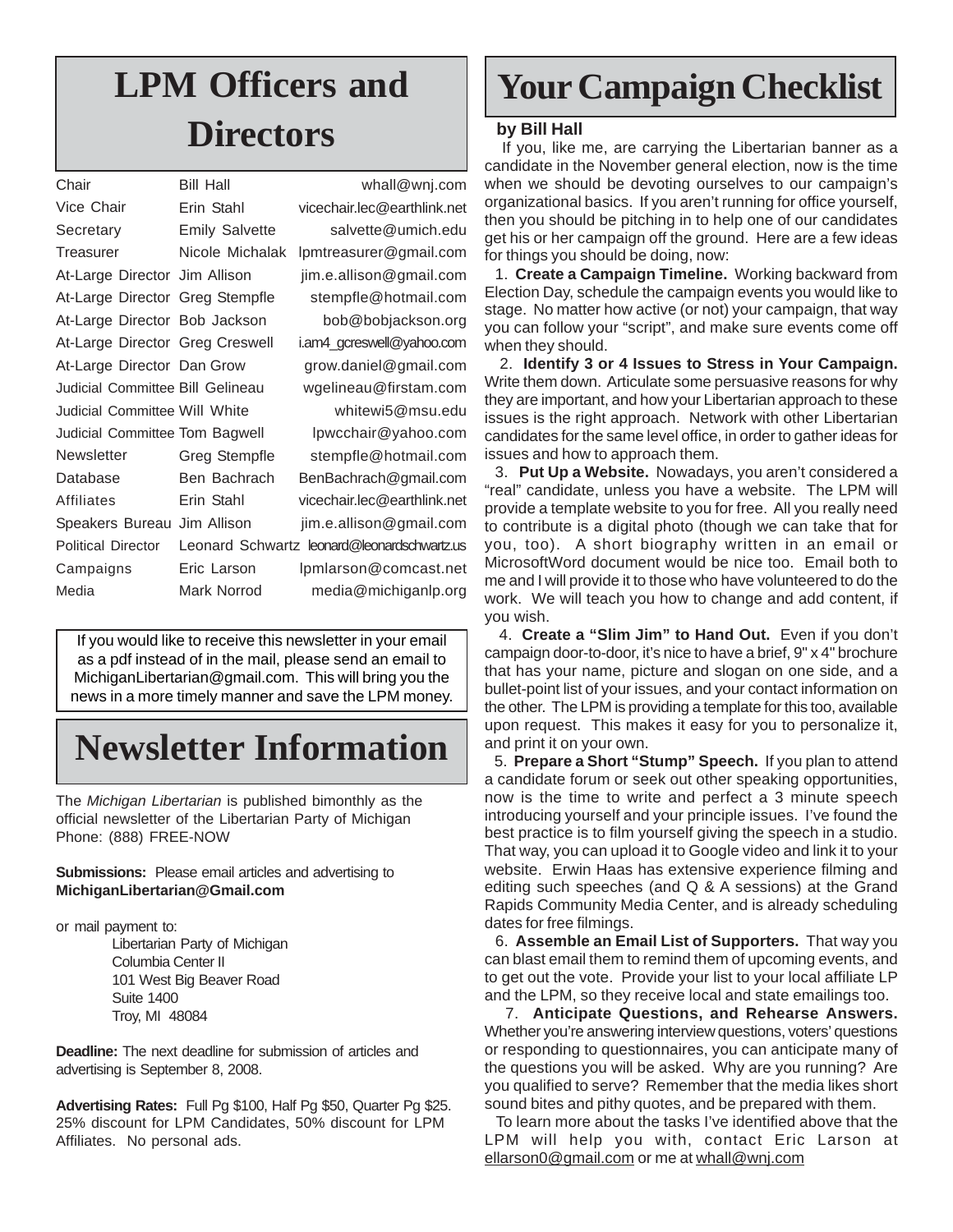# LPM Officers and Directors

| Position | Name | Email |
|---|---|---|
| Chair | Bill Hall | whall@wnj.com |
| Vice Chair | Erin Stahl | vicechair.lec@earthlink.net |
| Secretary | Emily Salvette | salvette@umich.edu |
| Treasurer | Nicole Michalak | lpmtreasurer@gmail.com |
| At-Large Director | Jim Allison | jim.e.allison@gmail.com |
| At-Large Director | Greg Stempfle | stempfle@hotmail.com |
| At-Large Director | Bob Jackson | bob@bobjackson.org |
| At-Large Director | Greg Creswell | i.am4_gcreswell@yahoo.com |
| At-Large Director | Dan Grow | grow.daniel@gmail.com |
| Judicial Committee | Bill Gelineau | wgelineau@firstam.com |
| Judicial Committee | Will White | whitewi5@msu.edu |
| Judicial Committee | Tom Bagwell | lpwcchair@yahoo.com |
| Newsletter | Greg Stempfle | stempfle@hotmail.com |
| Database | Ben Bachrach | BenBachrach@gmail.com |
| Affiliates | Erin Stahl | vicechair.lec@earthlink.net |
| Speakers Bureau | Jim Allison | jim.e.allison@gmail.com |
| Political Director | Leonard Schwartz | leonard@leonardschwartz.us |
| Campaigns | Eric Larson | lpmlarson@comcast.net |
| Media | Mark Norrod | media@michiganlp.org |

If you would like to receive this newsletter in your email as a pdf instead of in the mail, please send an email to MichiganLibertarian@gmail.com. This will bring you the news in a more timely manner and save the LPM money.

# Newsletter Information

The *Michigan Libertarian* is published bimonthly as the official newsletter of the Libertarian Party of Michigan Phone: (888) FREE-NOW

**Submissions:** Please email articles and advertising to **MichiganLibertarian@Gmail.com**

or mail payment to:

Libertarian Party of Michigan
Columbia Center II
101 West Big Beaver Road
Suite 1400
Troy, MI 48084

**Deadline:** The next deadline for submission of articles and advertising is September 8, 2008.

**Advertising Rates:** Full Pg $100, Half Pg $50, Quarter Pg $25. 25% discount for LPM Candidates, 50% discount for LPM Affiliates. No personal ads.

# Your Campaign Checklist

**by Bill Hall**

If you, like me, are carrying the Libertarian banner as a candidate in the November general election, now is the time when we should be devoting ourselves to our campaign's organizational basics. If you aren't running for office yourself, then you should be pitching in to help one of our candidates get his or her campaign off the ground. Here are a few ideas for things you should be doing, now:

1. **Create a Campaign Timeline.** Working backward from Election Day, schedule the campaign events you would like to stage. No matter how active (or not) your campaign, that way you can follow your "script", and make sure events come off when they should.

2. **Identify 3 or 4 Issues to Stress in Your Campaign.** Write them down. Articulate some persuasive reasons for why they are important, and how your Libertarian approach to these issues is the right approach. Network with other Libertarian candidates for the same level office, in order to gather ideas for issues and how to approach them.

3. **Put Up a Website.** Nowadays, you aren't considered a "real" candidate, unless you have a website. The LPM will provide a template website to you for free. All you really need to contribute is a digital photo (though we can take that for you, too). A short biography written in an email or MicrosoftWord document would be nice too. Email both to me and I will provide it to those who have volunteered to do the work. We will teach you how to change and add content, if you wish.

4. **Create a "Slim Jim" to Hand Out.** Even if you don't campaign door-to-door, it's nice to have a brief, 9" x 4" brochure that has your name, picture and slogan on one side, and a bullet-point list of your issues, and your contact information on the other. The LPM is providing a template for this too, available upon request. This makes it easy for you to personalize it, and print it on your own.

5. **Prepare a Short "Stump" Speech.** If you plan to attend a candidate forum or seek out other speaking opportunities, now is the time to write and perfect a 3 minute speech introducing yourself and your principle issues. I've found the best practice is to film yourself giving the speech in a studio. That way, you can upload it to Google video and link it to your website. Erwin Haas has extensive experience filming and editing such speeches (and Q & A sessions) at the Grand Rapids Community Media Center, and is already scheduling dates for free filmings.

6. **Assemble an Email List of Supporters.** That way you can blast email them to remind them of upcoming events, and to get out the vote. Provide your list to your local affiliate LP and the LPM, so they receive local and state emailings too.

7. **Anticipate Questions, and Rehearse Answers.** Whether you're answering interview questions, voters' questions or responding to questionnaires, you can anticipate many of the questions you will be asked. Why are you running? Are you qualified to serve? Remember that the media likes short sound bites and pithy quotes, and be prepared with them.

To learn more about the tasks I've identified above that the LPM will help you with, contact Eric Larson at ellarson0@gmail.com or me at whall@wnj.com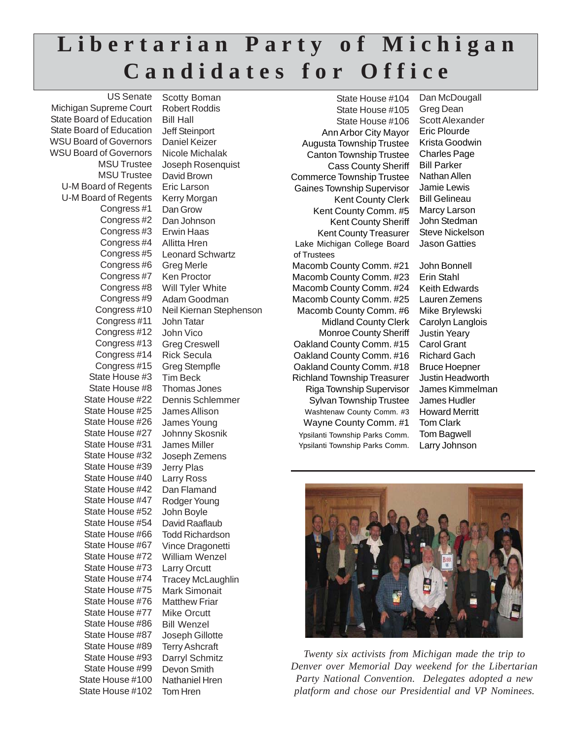# Libertarian Party of Michigan Candidates for Office

| Office | Candidate |
|---|---|
| US Senate | Scotty Boman |
| Michigan Supreme Court | Robert Roddis |
| State Board of Education | Bill Hall |
| State Board of Education | Jeff Steinport |
| WSU Board of Governors | Daniel Keizer |
| WSU Board of Governors | Nicole Michalak |
| MSU Trustee | Joseph Rosenquist |
| MSU Trustee | David Brown |
| U-M Board of Regents | Eric Larson |
| U-M Board of Regents | Kerry Morgan |
| Congress #1 | Dan Grow |
| Congress #2 | Dan Johnson |
| Congress #3 | Erwin Haas |
| Congress #4 | Allitta Hren |
| Congress #5 | Leonard Schwartz |
| Congress #6 | Greg Merle |
| Congress #7 | Ken Proctor |
| Congress #8 | Will Tyler White |
| Congress #9 | Adam Goodman |
| Congress #10 | Neil Kiernan Stephenson |
| Congress #11 | John Tatar |
| Congress #12 | John Vico |
| Congress #13 | Greg Creswell |
| Congress #14 | Rick Secula |
| Congress #15 | Greg Stempfle |
| State House #3 | Tim Beck |
| State House #8 | Thomas Jones |
| State House #22 | Dennis Schlemmer |
| State House #25 | James Allison |
| State House #26 | James Young |
| State House #27 | Johnny Skosnik |
| State House #31 | James Miller |
| State House #32 | Joseph Zemens |
| State House #39 | Jerry Plas |
| State House #40 | Larry Ross |
| State House #42 | Dan Flamand |
| State House #47 | Rodger Young |
| State House #52 | John Boyle |
| State House #54 | David Raaflaub |
| State House #66 | Todd Richardson |
| State House #67 | Vince Dragonetti |
| State House #72 | William Wenzel |
| State House #73 | Larry Orcutt |
| State House #74 | Tracey McLaughlin |
| State House #75 | Mark Simonait |
| State House #76 | Matthew Friar |
| State House #77 | Mike Orcutt |
| State House #86 | Bill Wenzel |
| State House #87 | Joseph Gillotte |
| State House #89 | Terry Ashcraft |
| State House #93 | Darryl Schmitz |
| State House #99 | Devon Smith |
| State House #100 | Nathaniel Hren |
| State House #102 | Tom Hren |
| State House #104 | Dan McDougall |
| State House #105 | Greg Dean |
| State House #106 | Scott Alexander |
| Ann Arbor City Mayor | Eric Plourde |
| Augusta Township Trustee | Krista Goodwin |
| Canton Township Trustee | Charles Page |
| Cass County Sheriff | Bill Parker |
| Commerce Township Trustee | Nathan Allen |
| Gaines Township Supervisor | Jamie Lewis |
| Kent County Clerk | Bill Gelineau |
| Kent County Comm. #5 | Marcy Larson |
| Kent County Sheriff | John Stedman |
| Kent County Treasurer | Steve Nickelson |
| Lake Michigan College Board of Trustees | Jason Gatties |
| Macomb County Comm. #21 | John Bonnell |
| Macomb County Comm. #23 | Erin Stahl |
| Macomb County Comm. #24 | Keith Edwards |
| Macomb County Comm. #25 | Lauren Zemens |
| Macomb County Comm. #6 | Mike Brylewski |
| Midland County Clerk | Carolyn Langlois |
| Monroe County Sheriff | Justin Yeary |
| Oakland County Comm. #15 | Carol Grant |
| Oakland County Comm. #16 | Richard Gach |
| Oakland County Comm. #18 | Bruce Hoepner |
| Richland Township Treasurer | Justin Headworth |
| Riga Township Supervisor | James Kimmelman |
| Sylvan Township Trustee | James Hudler |
| Washtenaw County Comm. #3 | Howard Merritt |
| Wayne County Comm. #1 | Tom Clark |
| Ypsilanti Township Parks Comm. | Tom Bagwell |
| Ypsilanti Township Parks Comm. | Larry Johnson |

*Twenty six activists from Michigan made the trip to Denver over Memorial Day weekend for the Libertarian Party National Convention. Delegates adopted a new platform and chose our Presidential and VP Nominees.*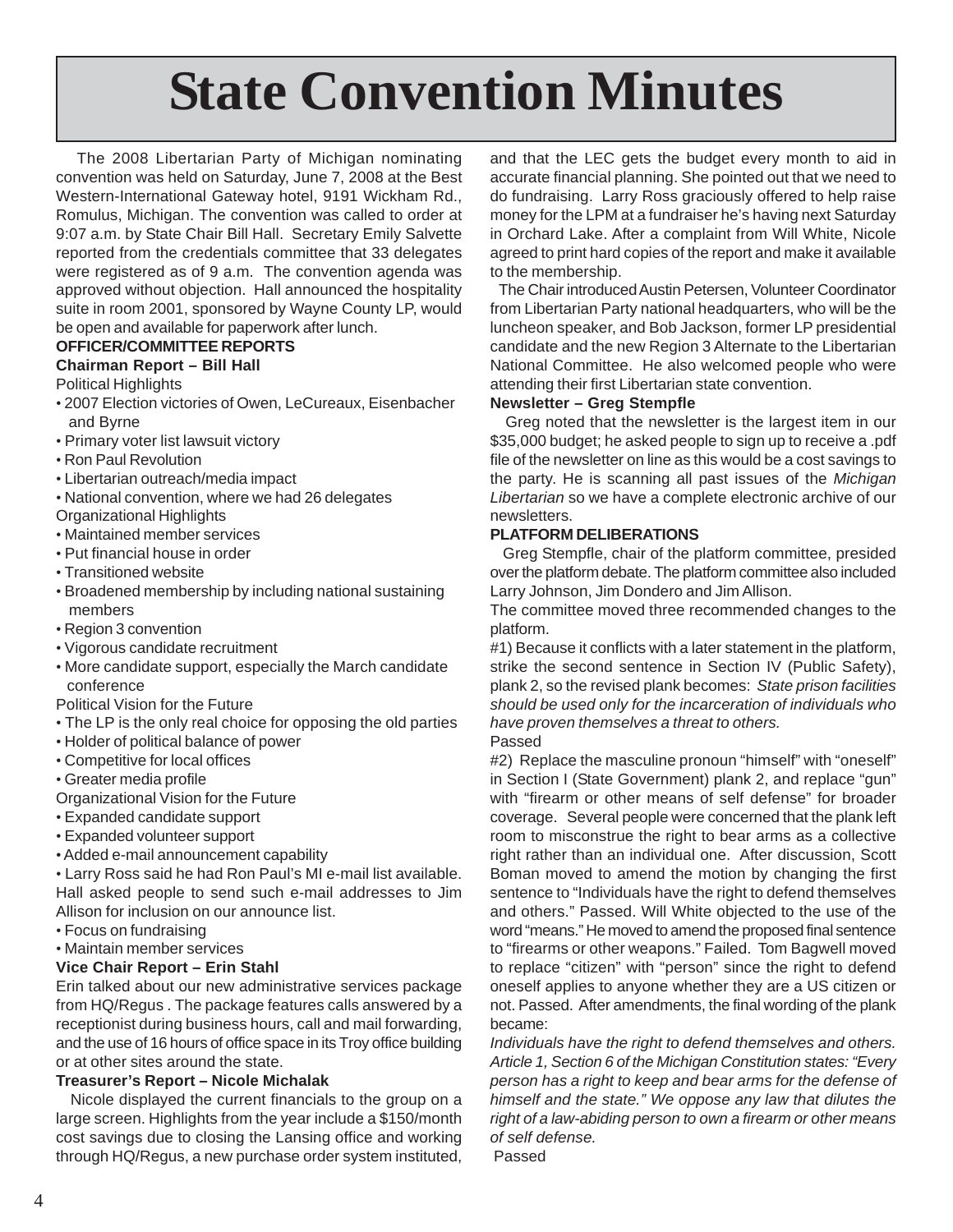# State Convention Minutes

The 2008 Libertarian Party of Michigan nominating convention was held on Saturday, June 7, 2008 at the Best Western-International Gateway hotel, 9191 Wickham Rd., Romulus, Michigan. The convention was called to order at 9:07 a.m. by State Chair Bill Hall. Secretary Emily Salvette reported from the credentials committee that 33 delegates were registered as of 9 a.m. The convention agenda was approved without objection. Hall announced the hospitality suite in room 2001, sponsored by Wayne County LP, would be open and available for paperwork after lunch.

**OFFICER/COMMITTEE REPORTS**

**Chairman Report – Bill Hall**

Political Highlights

- 2007 Election victories of Owen, LeCureaux, Eisenbacher and Byrne
- Primary voter list lawsuit victory
- Ron Paul Revolution
- Libertarian outreach/media impact
- National convention, where we had 26 delegates

Organizational Highlights

- Maintained member services
- Put financial house in order
- Transitioned website
- Broadened membership by including national sustaining members
- Region 3 convention
- Vigorous candidate recruitment
- More candidate support, especially the March candidate conference

Political Vision for the Future

- The LP is the only real choice for opposing the old parties
- Holder of political balance of power
- Competitive for local offices
- Greater media profile

Organizational Vision for the Future

- Expanded candidate support
- Expanded volunteer support
- Added e-mail announcement capability
- Larry Ross said he had Ron Paul's MI e-mail list available. Hall asked people to send such e-mail addresses to Jim Allison for inclusion on our announce list.
- Focus on fundraising
- Maintain member services

**Vice Chair Report – Erin Stahl**

Erin talked about our new administrative services package from HQ/Regus . The package features calls answered by a receptionist during business hours, call and mail forwarding, and the use of 16 hours of office space in its Troy office building or at other sites around the state.

**Treasurer's Report – Nicole Michalak**

Nicole displayed the current financials to the group on a large screen. Highlights from the year include a $150/month cost savings due to closing the Lansing office and working through HQ/Regus, a new purchase order system instituted, and that the LEC gets the budget every month to aid in accurate financial planning. She pointed out that we need to do fundraising. Larry Ross graciously offered to help raise money for the LPM at a fundraiser he's having next Saturday in Orchard Lake. After a complaint from Will White, Nicole agreed to print hard copies of the report and make it available to the membership.

The Chair introduced Austin Petersen, Volunteer Coordinator from Libertarian Party national headquarters, who will be the luncheon speaker, and Bob Jackson, former LP presidential candidate and the new Region 3 Alternate to the Libertarian National Committee. He also welcomed people who were attending their first Libertarian state convention.

**Newsletter – Greg Stempfle**

Greg noted that the newsletter is the largest item in our $35,000 budget; he asked people to sign up to receive a .pdf file of the newsletter on line as this would be a cost savings to the party. He is scanning all past issues of the *Michigan Libertarian* so we have a complete electronic archive of our newsletters.

**PLATFORM DELIBERATIONS**

Greg Stempfle, chair of the platform committee, presided over the platform debate. The platform committee also included Larry Johnson, Jim Dondero and Jim Allison.

The committee moved three recommended changes to the platform.

#1) Because it conflicts with a later statement in the platform, strike the second sentence in Section IV (Public Safety), plank 2, so the revised plank becomes: *State prison facilities should be used only for the incarceration of individuals who have proven themselves a threat to others.*

Passed

#2) Replace the masculine pronoun "himself" with "oneself" in Section I (State Government) plank 2, and replace "gun" with "firearm or other means of self defense" for broader coverage. Several people were concerned that the plank left room to misconstrue the right to bear arms as a collective right rather than an individual one. After discussion, Scott Boman moved to amend the motion by changing the first sentence to "Individuals have the right to defend themselves and others." Passed. Will White objected to the use of the word "means." He moved to amend the proposed final sentence to "firearms or other weapons." Failed. Tom Bagwell moved to replace "citizen" with "person" since the right to defend oneself applies to anyone whether they are a US citizen or not. Passed. After amendments, the final wording of the plank became:

*Individuals have the right to defend themselves and others. Article 1, Section 6 of the Michigan Constitution states: "Every person has a right to keep and bear arms for the defense of himself and the state." We oppose any law that dilutes the right of a law-abiding person to own a firearm or other means of self defense.*

Passed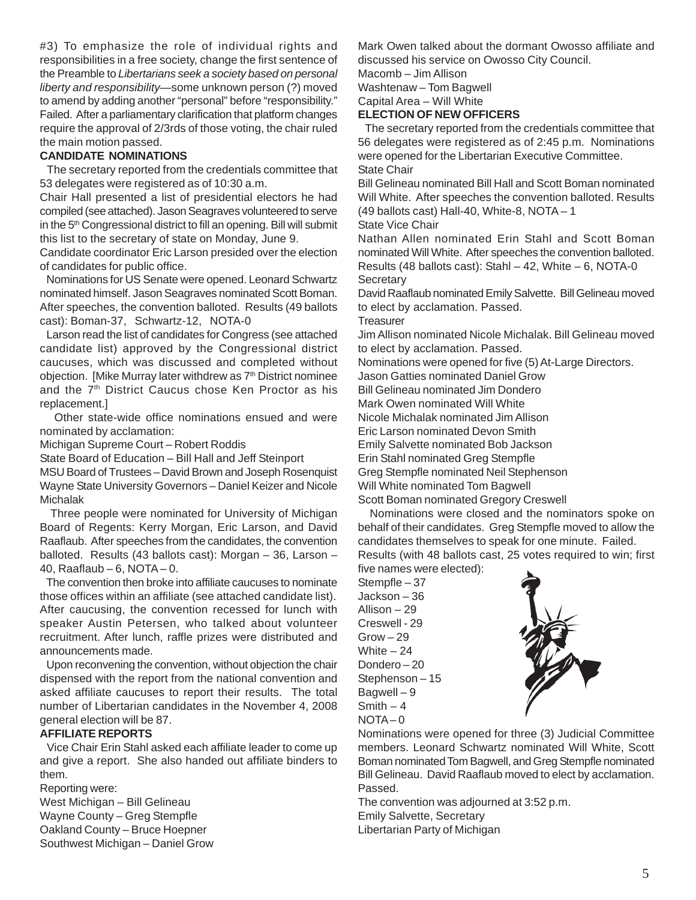#3) To emphasize the role of individual rights and responsibilities in a free society, change the first sentence of the Preamble to *Libertarians seek a society based on personal liberty and responsibility*—some unknown person (?) moved to amend by adding another "personal" before "responsibility." Failed. After a parliamentary clarification that platform changes require the approval of 2/3rds of those voting, the chair ruled the main motion passed.

**CANDIDATE NOMINATIONS**

The secretary reported from the credentials committee that 53 delegates were registered as of 10:30 a.m.

Chair Hall presented a list of presidential electors he had compiled (see attached). Jason Seagraves volunteered to serve in the 5th Congressional district to fill an opening. Bill will submit this list to the secretary of state on Monday, June 9.

Candidate coordinator Eric Larson presided over the election of candidates for public office.

Nominations for US Senate were opened. Leonard Schwartz nominated himself. Jason Seagraves nominated Scott Boman. After speeches, the convention balloted. Results (49 ballots cast): Boman-37, Schwartz-12, NOTA-0

Larson read the list of candidates for Congress (see attached candidate list) approved by the Congressional district caucuses, which was discussed and completed without objection. [Mike Murray later withdrew as 7th District nominee and the 7th District Caucus chose Ken Proctor as his replacement.]

Other state-wide office nominations ensued and were nominated by acclamation:

Michigan Supreme Court – Robert Roddis
State Board of Education – Bill Hall and Jeff Steinport
MSU Board of Trustees – David Brown and Joseph Rosenquist
Wayne State University Governors – Daniel Keizer and Nicole Michalak

Three people were nominated for University of Michigan Board of Regents: Kerry Morgan, Eric Larson, and David Raaflaub. After speeches from the candidates, the convention balloted. Results (43 ballots cast): Morgan – 36, Larson – 40, Raaflaub – 6, NOTA – 0.

The convention then broke into affiliate caucuses to nominate those offices within an affiliate (see attached candidate list). After caucusing, the convention recessed for lunch with speaker Austin Petersen, who talked about volunteer recruitment. After lunch, raffle prizes were distributed and announcements made.

Upon reconvening the convention, without objection the chair dispensed with the report from the national convention and asked affiliate caucuses to report their results. The total number of Libertarian candidates in the November 4, 2008 general election will be 87.

**AFFILIATE REPORTS**

Vice Chair Erin Stahl asked each affiliate leader to come up and give a report. She also handed out affiliate binders to them.

Reporting were:

West Michigan – Bill Gelineau
Wayne County – Greg Stempfle
Oakland County – Bruce Hoepner
Southwest Michigan – Daniel Grow

Mark Owen talked about the dormant Owosso affiliate and discussed his service on Owosso City Council.

Macomb – Jim Allison
Washtenaw – Tom Bagwell
Capital Area – Will White

**ELECTION OF NEW OFFICERS**

The secretary reported from the credentials committee that 56 delegates were registered as of 2:45 p.m. Nominations were opened for the Libertarian Executive Committee.

State Chair

Bill Gelineau nominated Bill Hall and Scott Boman nominated Will White. After speeches the convention balloted. Results (49 ballots cast) Hall-40, White-8, NOTA – 1

State Vice Chair

Nathan Allen nominated Erin Stahl and Scott Boman nominated Will White. After speeches the convention balloted. Results (48 ballots cast): Stahl – 42, White – 6, NOTA-0

Secretary

David Raaflaub nominated Emily Salvette. Bill Gelineau moved to elect by acclamation. Passed.

Treasurer

Jim Allison nominated Nicole Michalak. Bill Gelineau moved to elect by acclamation. Passed.

Nominations were opened for five (5) At-Large Directors.

Jason Gatties nominated Daniel Grow
Bill Gelineau nominated Jim Dondero
Mark Owen nominated Will White
Nicole Michalak nominated Jim Allison
Eric Larson nominated Devon Smith
Emily Salvette nominated Bob Jackson
Erin Stahl nominated Greg Stempfle
Greg Stempfle nominated Neil Stephenson
Will White nominated Tom Bagwell
Scott Boman nominated Gregory Creswell

Nominations were closed and the nominators spoke on behalf of their candidates. Greg Stempfle moved to allow the candidates themselves to speak for one minute. Failed.

Results (with 48 ballots cast, 25 votes required to win; first five names were elected):

Stempfle – 37
Jackson – 36
Allison – 29
Creswell - 29
Grow – 29
White – 24
Dondero – 20
Stephenson – 15
Bagwell – 9
Smith – 4
NOTA – 0

Nominations were opened for three (3) Judicial Committee members. Leonard Schwartz nominated Will White, Scott Boman nominated Tom Bagwell, and Greg Stempfle nominated Bill Gelineau. David Raaflaub moved to elect by acclamation. Passed.

The convention was adjourned at 3:52 p.m.

Emily Salvette, Secretary
Libertarian Party of Michigan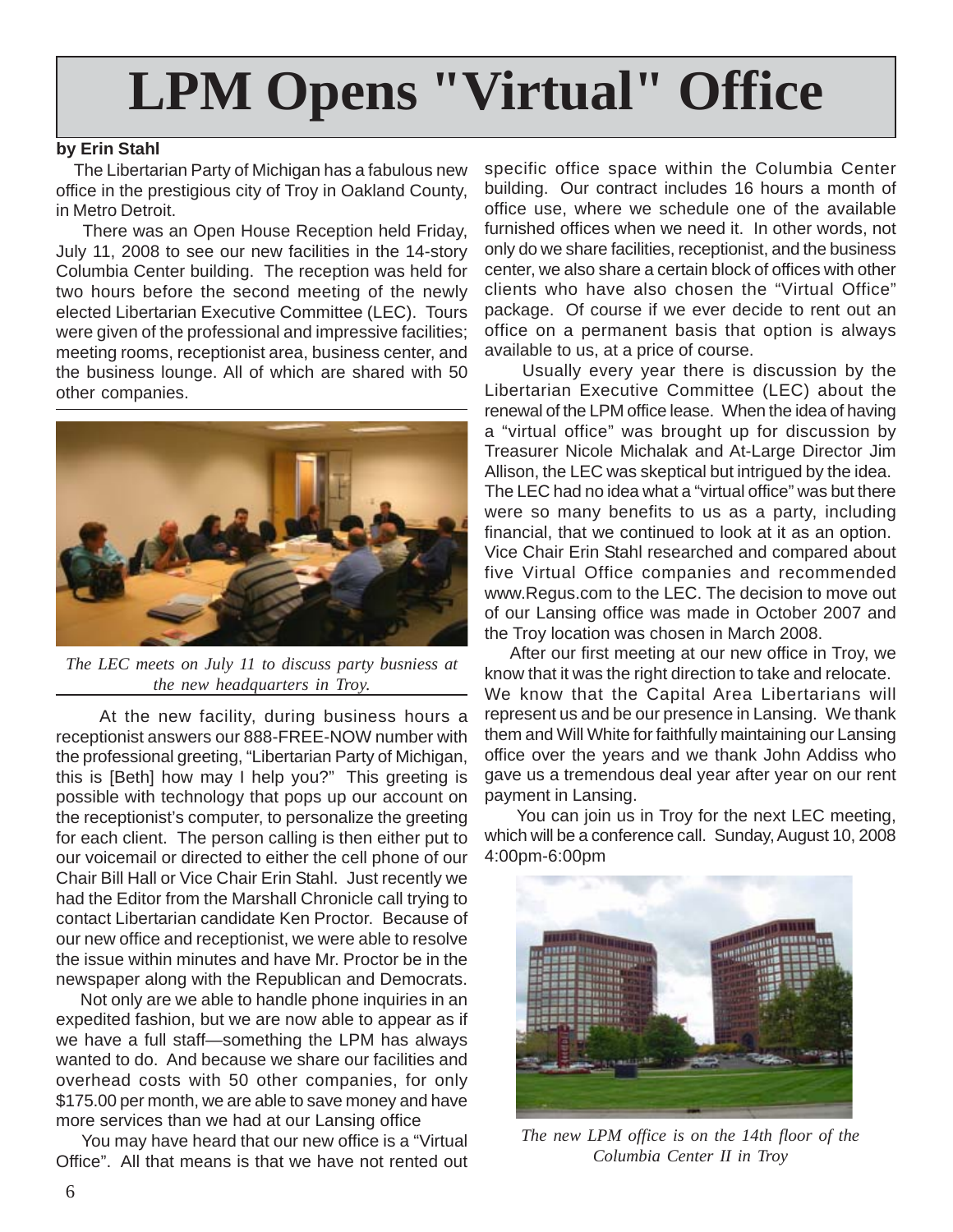# LPM Opens "Virtual" Office

**by Erin Stahl**

The Libertarian Party of Michigan has a fabulous new office in the prestigious city of Troy in Oakland County, in Metro Detroit.

There was an Open House Reception held Friday, July 11, 2008 to see our new facilities in the 14-story Columbia Center building. The reception was held for two hours before the second meeting of the newly elected Libertarian Executive Committee (LEC). Tours were given of the professional and impressive facilities; meeting rooms, receptionist area, business center, and the business lounge. All of which are shared with 50 other companies.

*The LEC meets on July 11 to discuss party busniess at the new headquarters in Troy.*

At the new facility, during business hours a receptionist answers our 888-FREE-NOW number with the professional greeting, "Libertarian Party of Michigan, this is [Beth] how may I help you?" This greeting is possible with technology that pops up our account on the receptionist's computer, to personalize the greeting for each client. The person calling is then either put to our voicemail or directed to either the cell phone of our Chair Bill Hall or Vice Chair Erin Stahl. Just recently we had the Editor from the Marshall Chronicle call trying to contact Libertarian candidate Ken Proctor. Because of our new office and receptionist, we were able to resolve the issue within minutes and have Mr. Proctor be in the newspaper along with the Republican and Democrats.

Not only are we able to handle phone inquiries in an expedited fashion, but we are now able to appear as if we have a full staff—something the LPM has always wanted to do. And because we share our facilities and overhead costs with 50 other companies, for only $175.00 per month, we are able to save money and have more services than we had at our Lansing office

You may have heard that our new office is a "Virtual Office". All that means is that we have not rented out specific office space within the Columbia Center building. Our contract includes 16 hours a month of office use, where we schedule one of the available furnished offices when we need it. In other words, not only do we share facilities, receptionist, and the business center, we also share a certain block of offices with other clients who have also chosen the "Virtual Office" package. Of course if we ever decide to rent out an office on a permanent basis that option is always available to us, at a price of course.

Usually every year there is discussion by the Libertarian Executive Committee (LEC) about the renewal of the LPM office lease. When the idea of having a "virtual office" was brought up for discussion by Treasurer Nicole Michalak and At-Large Director Jim Allison, the LEC was skeptical but intrigued by the idea. The LEC had no idea what a "virtual office" was but there were so many benefits to us as a party, including financial, that we continued to look at it as an option. Vice Chair Erin Stahl researched and compared about five Virtual Office companies and recommended www.Regus.com to the LEC. The decision to move out of our Lansing office was made in October 2007 and the Troy location was chosen in March 2008.

After our first meeting at our new office in Troy, we know that it was the right direction to take and relocate. We know that the Capital Area Libertarians will represent us and be our presence in Lansing. We thank them and Will White for faithfully maintaining our Lansing office over the years and we thank John Addiss who gave us a tremendous deal year after year on our rent payment in Lansing.

You can join us in Troy for the next LEC meeting, which will be a conference call. Sunday, August 10, 2008 4:00pm-6:00pm

*The new LPM office is on the 14th floor of the Columbia Center II in Troy*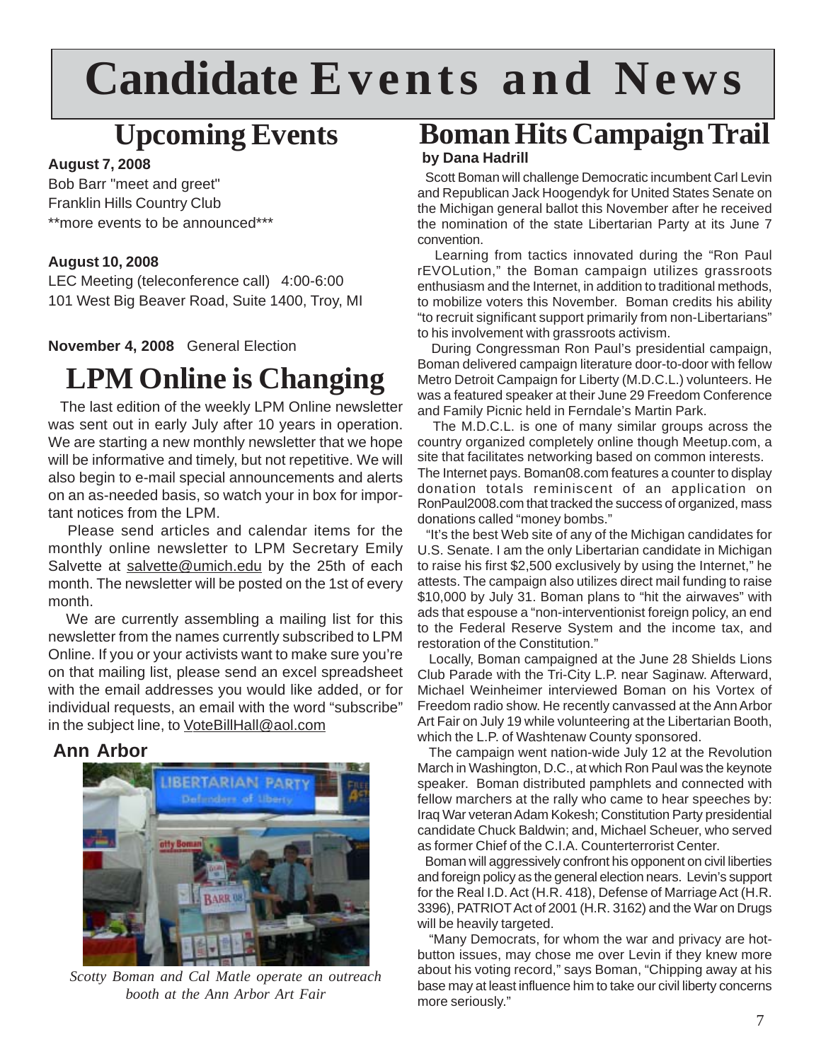# Candidate Events and News

## Upcoming Events

**August 7, 2008**
Bob Barr "meet and greet"
Franklin Hills Country Club
**more events to be announced***

**August 10, 2008**
LEC Meeting (teleconference call) 4:00-6:00
101 West Big Beaver Road, Suite 1400, Troy, MI

**November 4, 2008** General Election

## LPM Online is Changing

The last edition of the weekly LPM Online newsletter was sent out in early July after 10 years in operation. We are starting a new monthly newsletter that we hope will be informative and timely, but not repetitive. We will also begin to e-mail special announcements and alerts on an as-needed basis, so watch your in box for important notices from the LPM.

Please send articles and calendar items for the monthly online newsletter to LPM Secretary Emily Salvette at salvette@umich.edu by the 25th of each month. The newsletter will be posted on the 1st of every month.

We are currently assembling a mailing list for this newsletter from the names currently subscribed to LPM Online. If you or your activists want to make sure you're on that mailing list, please send an excel spreadsheet with the email addresses you would like added, or for individual requests, an email with the word "subscribe" in the subject line, to VoteBillHall@aol.com

### Ann Arbor

*Scotty Boman and Cal Matle operate an outreach booth at the Ann Arbor Art Fair*

## Boman Hits Campaign Trail

**by Dana Hadrill**

Scott Boman will challenge Democratic incumbent Carl Levin and Republican Jack Hoogendyk for United States Senate on the Michigan general ballot this November after he received the nomination of the state Libertarian Party at its June 7 convention.

Learning from tactics innovated during the "Ron Paul rEVOLution," the Boman campaign utilizes grassroots enthusiasm and the Internet, in addition to traditional methods, to mobilize voters this November. Boman credits his ability "to recruit significant support primarily from non-Libertarians" to his involvement with grassroots activism.

During Congressman Ron Paul's presidential campaign, Boman delivered campaign literature door-to-door with fellow Metro Detroit Campaign for Liberty (M.D.C.L.) volunteers. He was a featured speaker at their June 29 Freedom Conference and Family Picnic held in Ferndale's Martin Park.

The M.D.C.L. is one of many similar groups across the country organized completely online though Meetup.com, a site that facilitates networking based on common interests. The Internet pays. Boman08.com features a counter to display donation totals reminiscent of an application on RonPaul2008.com that tracked the success of organized, mass donations called "money bombs."

"It's the best Web site of any of the Michigan candidates for U.S. Senate. I am the only Libertarian candidate in Michigan to raise his first $2,500 exclusively by using the Internet," he attests. The campaign also utilizes direct mail funding to raise $10,000 by July 31. Boman plans to "hit the airwaves" with ads that espouse a "non-interventionist foreign policy, an end to the Federal Reserve System and the income tax, and restoration of the Constitution."

Locally, Boman campaigned at the June 28 Shields Lions Club Parade with the Tri-City L.P. near Saginaw. Afterward, Michael Weinheimer interviewed Boman on his Vortex of Freedom radio show. He recently canvassed at the Ann Arbor Art Fair on July 19 while volunteering at the Libertarian Booth, which the L.P. of Washtenaw County sponsored.

The campaign went nation-wide July 12 at the Revolution March in Washington, D.C., at which Ron Paul was the keynote speaker. Boman distributed pamphlets and connected with fellow marchers at the rally who came to hear speeches by: Iraq War veteran Adam Kokesh; Constitution Party presidential candidate Chuck Baldwin; and, Michael Scheuer, who served as former Chief of the C.I.A. Counterterrorist Center.

Boman will aggressively confront his opponent on civil liberties and foreign policy as the general election nears. Levin's support for the Real I.D. Act (H.R. 418), Defense of Marriage Act (H.R. 3396), PATRIOT Act of 2001 (H.R. 3162) and the War on Drugs will be heavily targeted.

"Many Democrats, for whom the war and privacy are hot-button issues, may chose me over Levin if they knew more about his voting record," says Boman, "Chipping away at his base may at least influence him to take our civil liberty concerns more seriously."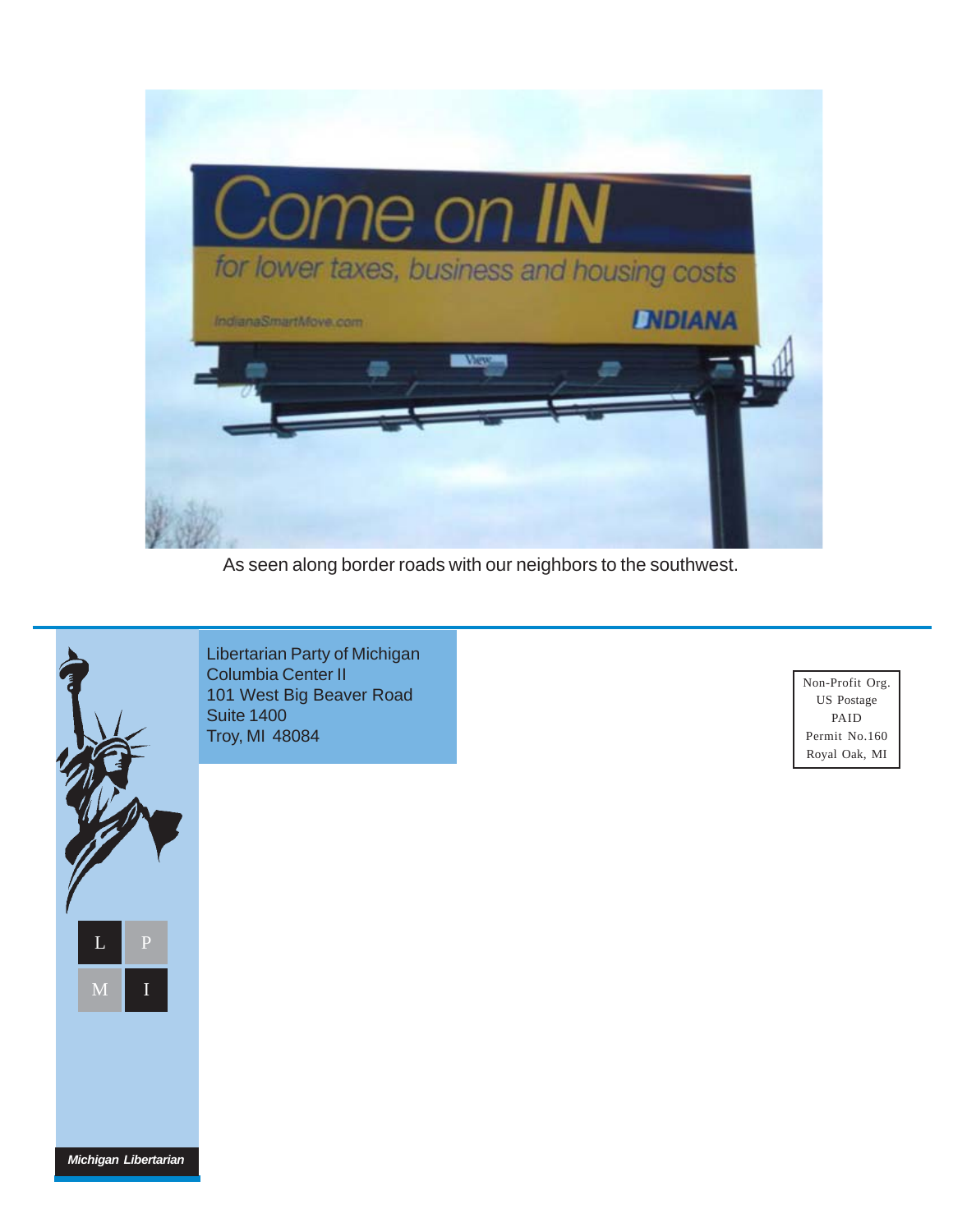As seen along border roads with our neighbors to the southwest.

Libertarian Party of Michigan
Columbia Center II
101 West Big Beaver Road
Suite 1400
Troy, MI 48084

Non-Profit Org.
US Postage
PAID
Permit No.160
Royal Oak, MI

L P
M I

***Michigan Libertarian***